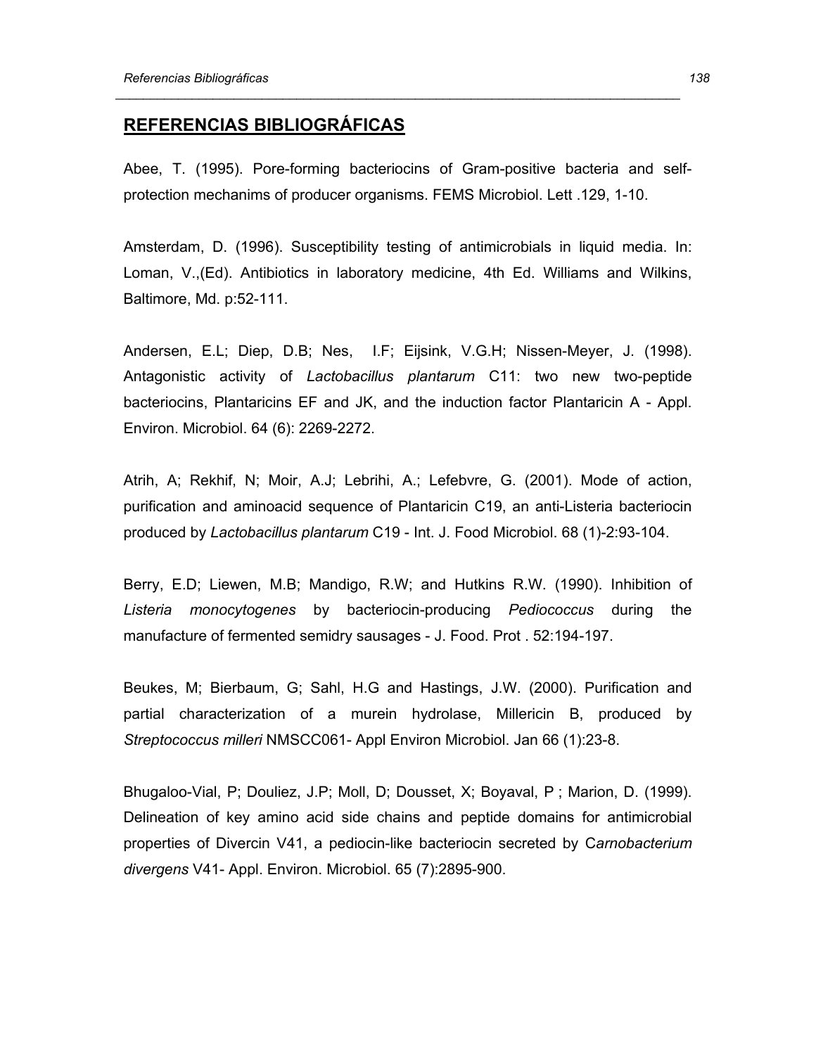## REFERENCIAS BIBLIOGRÁFICAS

Abee, T. (1995). Pore-forming bacteriocins of Gram-positive bacteria and self-protection mechanims of producer organisms. FEMS Microbiol. Lett .129, 1-10.

Amsterdam, D. (1996). Susceptibility testing of antimicrobials in liquid media. In: Loman, V.,(Ed). Antibiotics in laboratory medicine, 4th Ed. Williams and Wilkins, Baltimore, Md. p:52-111.

Andersen, E.L; Diep, D.B; Nes, I.F; Eijsink, V.G.H; Nissen-Meyer, J. (1998). Antagonistic activity of *Lactobacillus plantarum* C11: two new two-peptide bacteriocins, Plantaricins EF and JK, and the induction factor Plantaricin A - Appl. Environ. Microbiol. 64 (6): 2269-2272.

Atrih, A; Rekhif, N; Moir, A.J; Lebrihi, A.; Lefebvre, G. (2001). Mode of action, purification and aminoacid sequence of Plantaricin C19, an anti-Listeria bacteriocin produced by *Lactobacillus plantarum* C19 - Int. J. Food Microbiol. 68 (1)-2:93-104.

Berry, E.D; Liewen, M.B; Mandigo, R.W; and Hutkins R.W. (1990). Inhibition of *Listeria monocytogenes* by bacteriocin-producing *Pediococcus* during the manufacture of fermented semidry sausages - J. Food. Prot . 52:194-197.

Beukes, M; Bierbaum, G; Sahl, H.G and Hastings, J.W. (2000). Purification and partial characterization of a murein hydrolase, Millericin B, produced by *Streptococcus milleri* NMSCC061- Appl Environ Microbiol. Jan 66 (1):23-8.

Bhugaloo-Vial, P; Douliez, J.P; Moll, D; Dousset, X; Boyaval, P ; Marion, D. (1999). Delineation of key amino acid side chains and peptide domains for antimicrobial properties of Divercin V41, a pediocin-like bacteriocin secreted by C*arnobacterium divergens* V41- Appl. Environ. Microbiol. 65 (7):2895-900.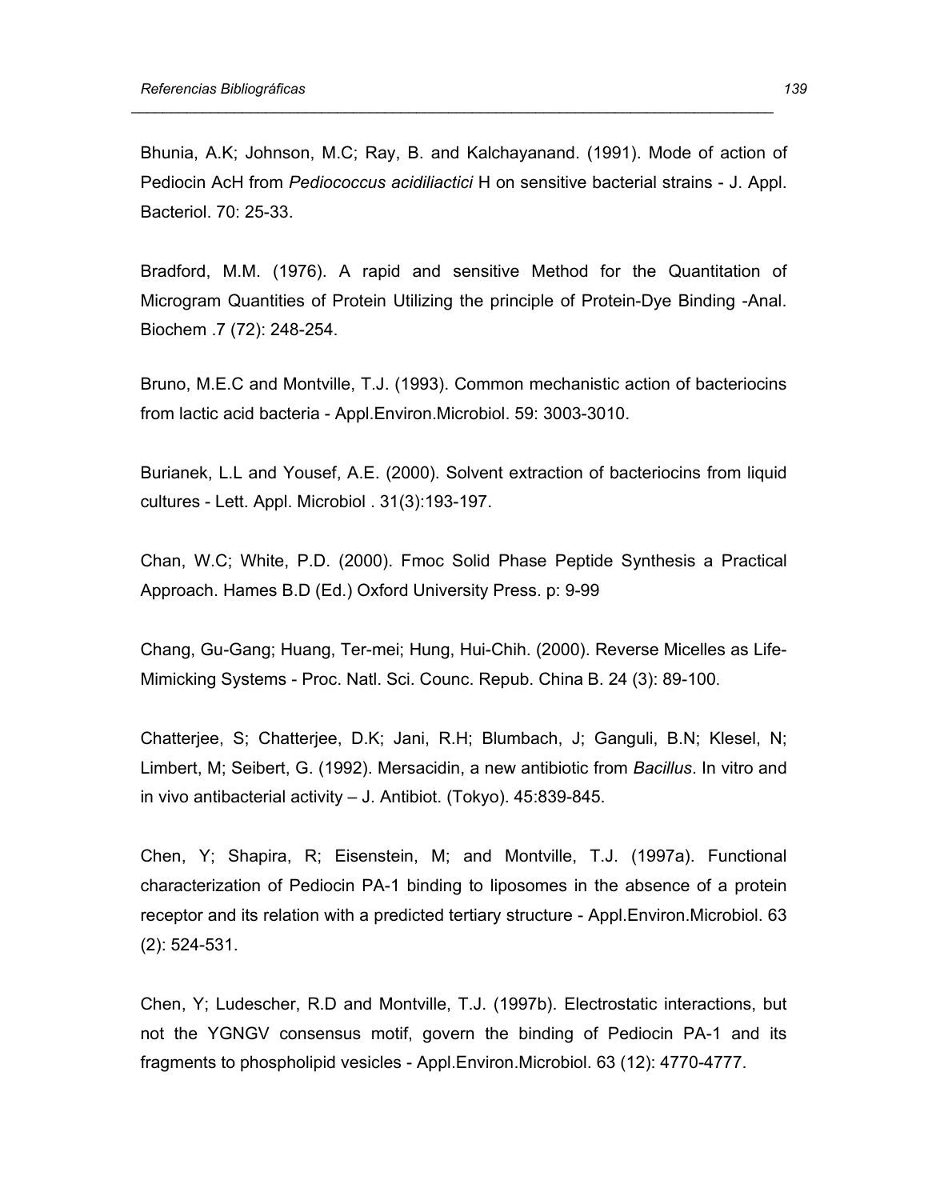Bhunia, A.K; Johnson, M.C; Ray, B. and Kalchayanand. (1991). Mode of action of Pediocin AcH from *Pediococcus acidiliactici* H on sensitive bacterial strains - J. Appl. Bacteriol. 70: 25-33.

Bradford, M.M. (1976). A rapid and sensitive Method for the Quantitation of Microgram Quantities of Protein Utilizing the principle of Protein-Dye Binding -Anal. Biochem .7 (72): 248-254.

Bruno, M.E.C and Montville, T.J. (1993). Common mechanistic action of bacteriocins from lactic acid bacteria - Appl.Environ.Microbiol. 59: 3003-3010.

Burianek, L.L and Yousef, A.E. (2000). Solvent extraction of bacteriocins from liquid cultures - Lett. Appl. Microbiol . 31(3):193-197.

Chan, W.C; White, P.D. (2000). Fmoc Solid Phase Peptide Synthesis a Practical Approach. Hames B.D (Ed.) Oxford University Press. p: 9-99

Chang, Gu-Gang; Huang, Ter-mei; Hung, Hui-Chih. (2000). Reverse Micelles as Life-Mimicking Systems - Proc. Natl. Sci. Counc. Repub. China B. 24 (3): 89-100.

Chatterjee, S; Chatterjee, D.K; Jani, R.H; Blumbach, J; Ganguli, B.N; Klesel, N; Limbert, M; Seibert, G. (1992). Mersacidin, a new antibiotic from *Bacillus*. In vitro and in vivo antibacterial activity – J. Antibiot. (Tokyo). 45:839-845.

Chen, Y; Shapira, R; Eisenstein, M; and Montville, T.J. (1997a). Functional characterization of Pediocin PA-1 binding to liposomes in the absence of a protein receptor and its relation with a predicted tertiary structure - Appl.Environ.Microbiol. 63 (2): 524-531.

Chen, Y; Ludescher, R.D and Montville, T.J. (1997b). Electrostatic interactions, but not the YGNGV consensus motif, govern the binding of Pediocin PA-1 and its fragments to phospholipid vesicles - Appl.Environ.Microbiol. 63 (12): 4770-4777.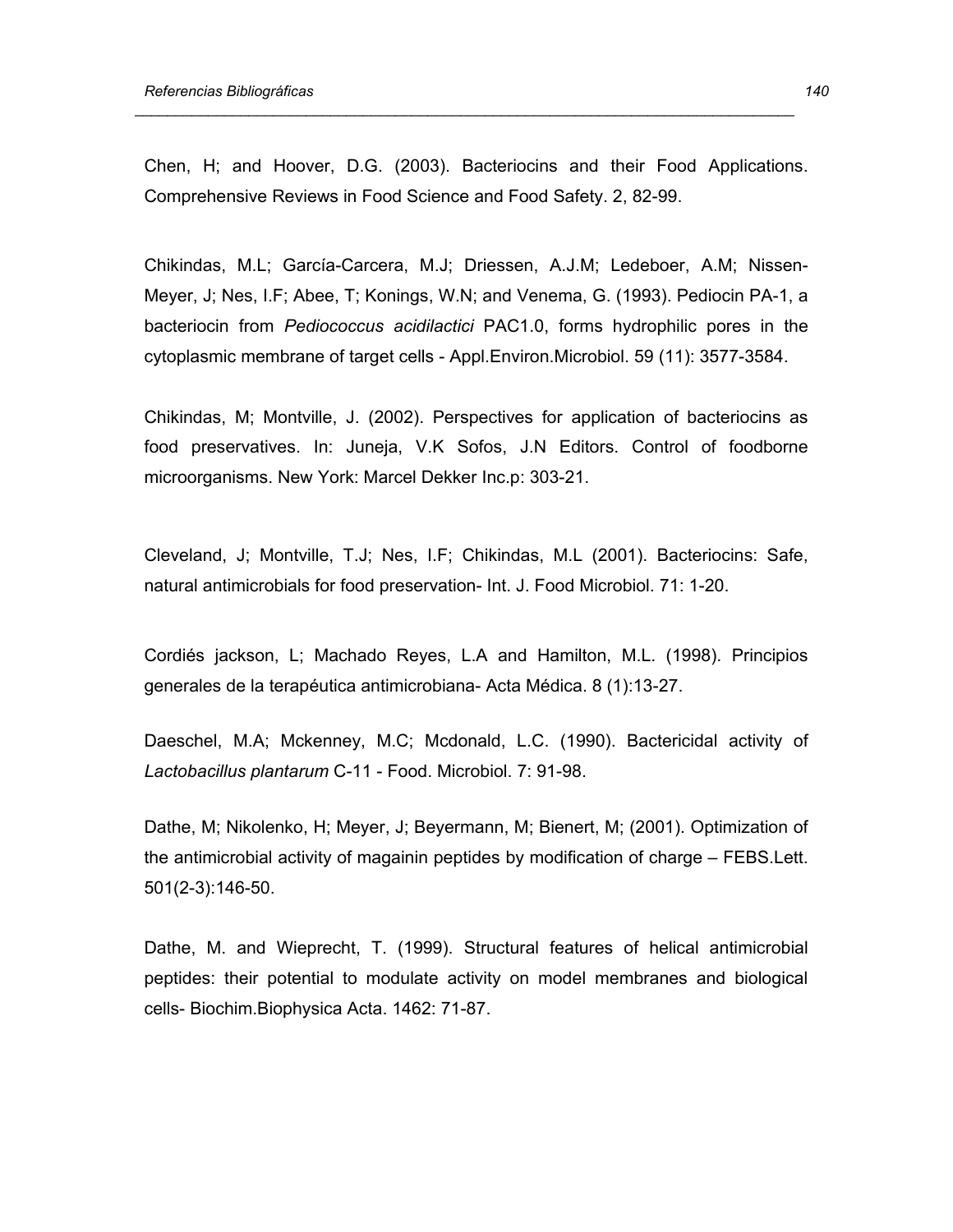Chen, H; and Hoover, D.G. (2003). Bacteriocins and their Food Applications. Comprehensive Reviews in Food Science and Food Safety. 2, 82-99.

Chikindas, M.L; García-Carcera, M.J; Driessen, A.J.M; Ledeboer, A.M; Nissen-Meyer, J; Nes, I.F; Abee, T; Konings, W.N; and Venema, G. (1993). Pediocin PA-1, a bacteriocin from *Pediococcus acidilactici* PAC1.0, forms hydrophilic pores in the cytoplasmic membrane of target cells - Appl.Environ.Microbiol. 59 (11): 3577-3584.

Chikindas, M; Montville, J. (2002). Perspectives for application of bacteriocins as food preservatives. In: Juneja, V.K Sofos, J.N Editors. Control of foodborne microorganisms. New York: Marcel Dekker Inc.p: 303-21.

Cleveland, J; Montville, T.J; Nes, I.F; Chikindas, M.L (2001). Bacteriocins: Safe, natural antimicrobials for food preservation- Int. J. Food Microbiol. 71: 1-20.

Cordiés jackson, L; Machado Reyes, L.A and Hamilton, M.L. (1998). Principios generales de la terapéutica antimicrobiana- Acta Médica. 8 (1):13-27.

Daeschel, M.A; Mckenney, M.C; Mcdonald, L.C. (1990). Bactericidal activity of *Lactobacillus plantarum* C-11 - Food. Microbiol. 7: 91-98.

Dathe, M; Nikolenko, H; Meyer, J; Beyermann, M; Bienert, M; (2001). Optimization of the antimicrobial activity of magainin peptides by modification of charge – FEBS.Lett. 501(2-3):146-50.

Dathe, M. and Wieprecht, T. (1999). Structural features of helical antimicrobial peptides: their potential to modulate activity on model membranes and biological cells- Biochim.Biophysica Acta. 1462: 71-87.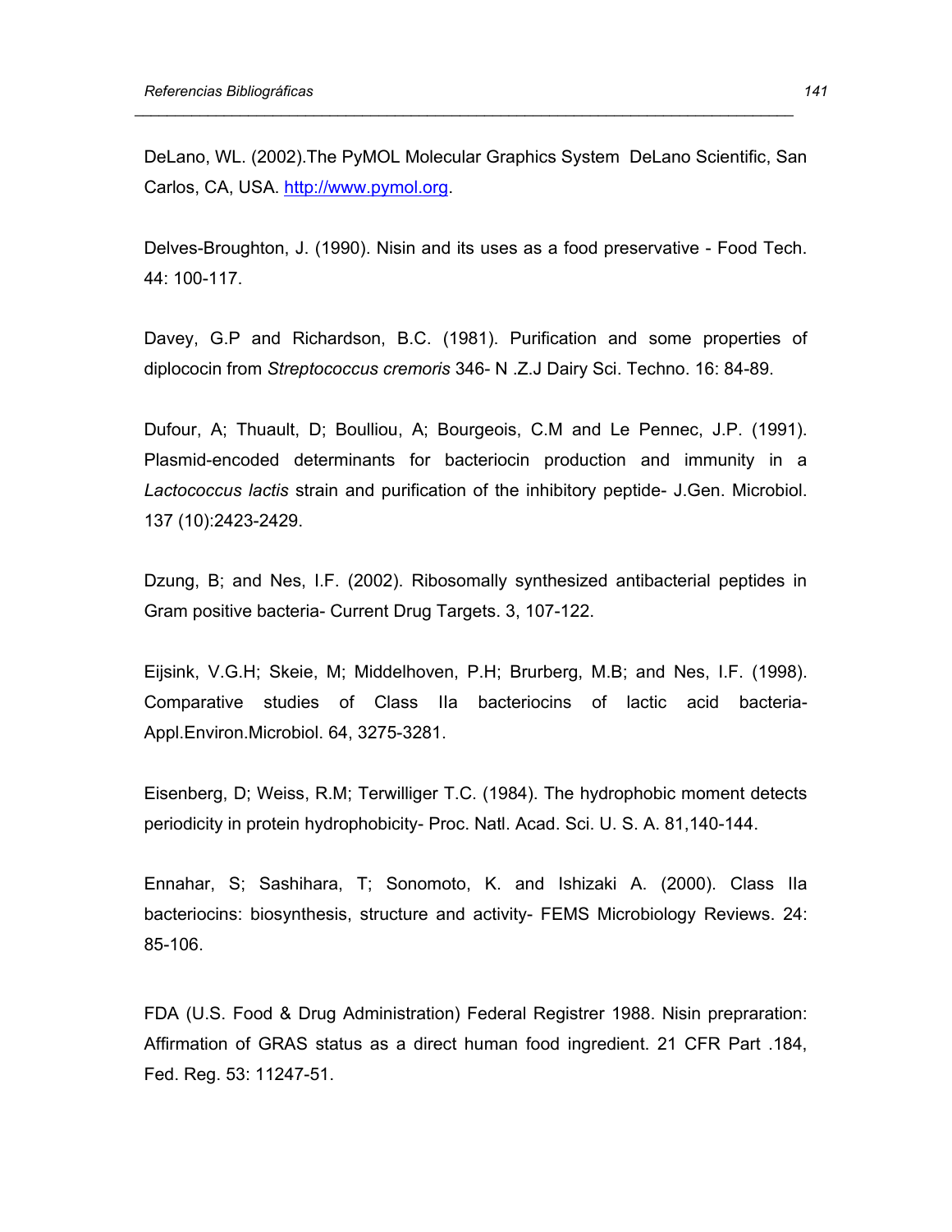DeLano, WL. (2002).The PyMOL Molecular Graphics System DeLano Scientific, San Carlos, CA, USA. http://www.pymol.org.

Delves-Broughton, J. (1990). Nisin and its uses as a food preservative - Food Tech. 44: 100-117.

Davey, G.P and Richardson, B.C. (1981). Purification and some properties of diplococin from *Streptococcus cremoris* 346- N .Z.J Dairy Sci. Techno. 16: 84-89.

Dufour, A; Thuault, D; Boulliou, A; Bourgeois, C.M and Le Pennec, J.P. (1991). Plasmid-encoded determinants for bacteriocin production and immunity in a *Lactococcus lactis* strain and purification of the inhibitory peptide- J.Gen. Microbiol. 137 (10):2423-2429.

Dzung, B; and Nes, I.F. (2002). Ribosomally synthesized antibacterial peptides in Gram positive bacteria- Current Drug Targets. 3, 107-122.

Eijsink, V.G.H; Skeie, M; Middelhoven, P.H; Brurberg, M.B; and Nes, I.F. (1998). Comparative studies of Class IIa bacteriocins of lactic acid bacteria- Appl.Environ.Microbiol. 64, 3275-3281.

Eisenberg, D; Weiss, R.M; Terwilliger T.C. (1984). The hydrophobic moment detects periodicity in protein hydrophobicity- Proc. Natl. Acad. Sci. U. S. A. 81,140-144.

Ennahar, S; Sashihara, T; Sonomoto, K. and Ishizaki A. (2000). Class IIa bacteriocins: biosynthesis, structure and activity- FEMS Microbiology Reviews. 24: 85-106.

FDA (U.S. Food & Drug Administration) Federal Registrer 1988. Nisin prepraration: Affirmation of GRAS status as a direct human food ingredient. 21 CFR Part .184, Fed. Reg. 53: 11247-51.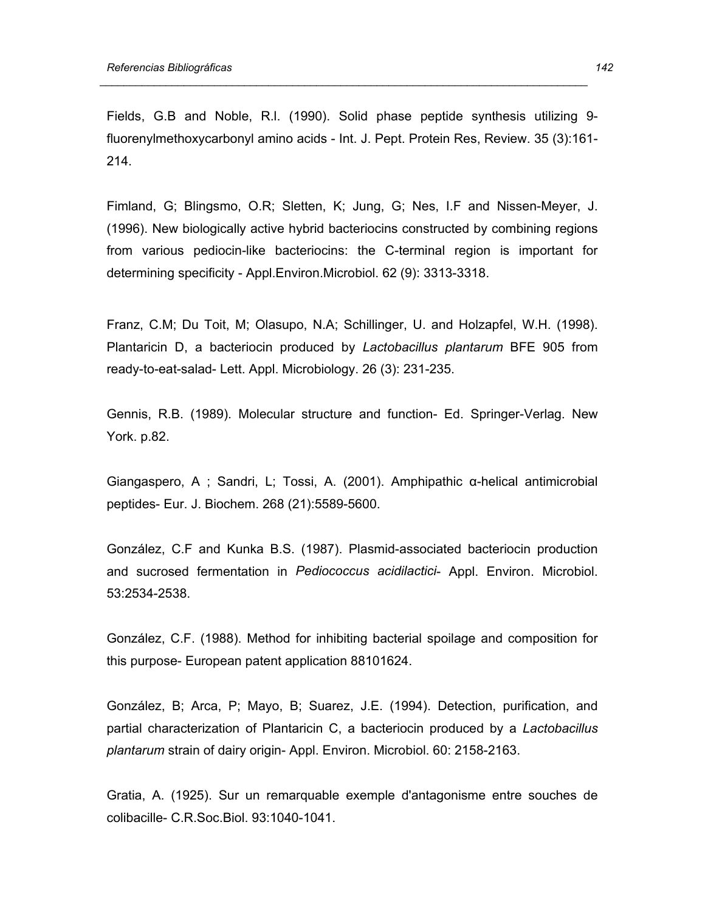Fields, G.B and Noble, R.l. (1990). Solid phase peptide synthesis utilizing 9-fluorenylmethoxycarbonyl amino acids - Int. J. Pept. Protein Res, Review. 35 (3):161-214.

Fimland, G; Blingsmo, O.R; Sletten, K; Jung, G; Nes, I.F and Nissen-Meyer, J. (1996). New biologically active hybrid bacteriocins constructed by combining regions from various pediocin-like bacteriocins: the C-terminal region is important for determining specificity - Appl.Environ.Microbiol. 62 (9): 3313-3318.

Franz, C.M; Du Toit, M; Olasupo, N.A; Schillinger, U. and Holzapfel, W.H. (1998). Plantaricin D, a bacteriocin produced by *Lactobacillus plantarum* BFE 905 from ready-to-eat-salad- Lett. Appl. Microbiology. 26 (3): 231-235.

Gennis, R.B. (1989). Molecular structure and function- Ed. Springer-Verlag. New York. p.82.

Giangaspero, A ; Sandri, L; Tossi, A. (2001). Amphipathic α-helical antimicrobial peptides- Eur. J. Biochem. 268 (21):5589-5600.

González, C.F and Kunka B.S. (1987). Plasmid-associated bacteriocin production and sucrosed fermentation in *Pediococcus acidilactici*- Appl. Environ. Microbiol. 53:2534-2538.

González, C.F. (1988). Method for inhibiting bacterial spoilage and composition for this purpose- European patent application 88101624.

González, B; Arca, P; Mayo, B; Suarez, J.E. (1994). Detection, purification, and partial characterization of Plantaricin C, a bacteriocin produced by a *Lactobacillus plantarum* strain of dairy origin- Appl. Environ. Microbiol. 60: 2158-2163.

Gratia, A. (1925). Sur un remarquable exemple d'antagonisme entre souches de colibacille- C.R.Soc.Biol. 93:1040-1041.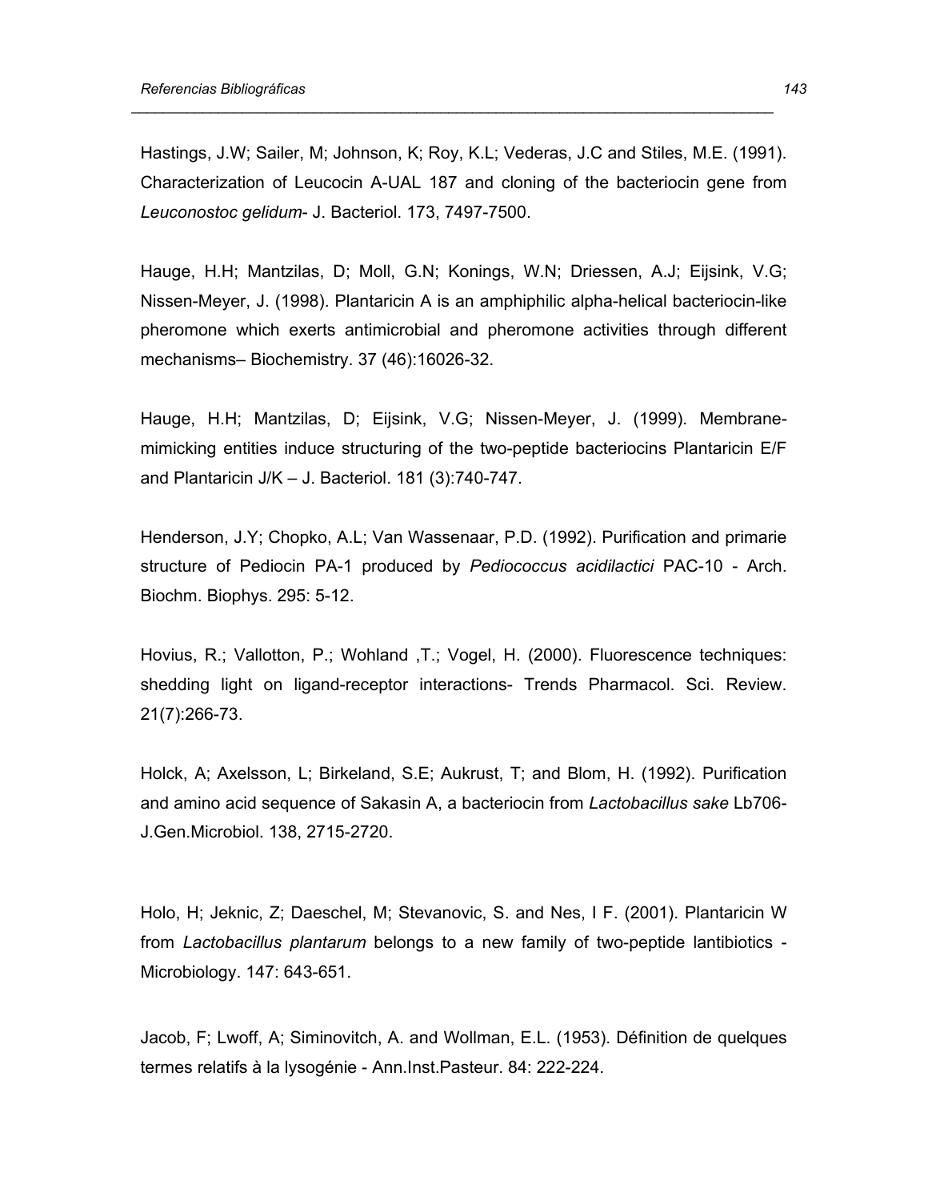Hastings, J.W; Sailer, M; Johnson, K; Roy, K.L; Vederas, J.C and Stiles, M.E. (1991). Characterization of Leucocin A-UAL 187 and cloning of the bacteriocin gene from *Leuconostoc gelidum*- J. Bacteriol. 173, 7497-7500.

Hauge, H.H; Mantzilas, D; Moll, G.N; Konings, W.N; Driessen, A.J; Eijsink, V.G; Nissen-Meyer, J. (1998). Plantaricin A is an amphiphilic alpha-helical bacteriocin-like pheromone which exerts antimicrobial and pheromone activities through different mechanisms– Biochemistry. 37 (46):16026-32.

Hauge, H.H; Mantzilas, D; Eijsink, V.G; Nissen-Meyer, J. (1999). Membrane-mimicking entities induce structuring of the two-peptide bacteriocins Plantaricin E/F and Plantaricin J/K – J. Bacteriol. 181 (3):740-747.

Henderson, J.Y; Chopko, A.L; Van Wassenaar, P.D. (1992). Purification and primarie structure of Pediocin PA-1 produced by *Pediococcus acidilactici* PAC-10 - Arch. Biochm. Biophys. 295: 5-12.

Hovius, R.; Vallotton, P.; Wohland ,T.; Vogel, H. (2000). Fluorescence techniques: shedding light on ligand-receptor interactions- Trends Pharmacol. Sci. Review. 21(7):266-73.

Holck, A; Axelsson, L; Birkeland, S.E; Aukrust, T; and Blom, H. (1992). Purification and amino acid sequence of Sakasin A, a bacteriocin from *Lactobacillus sake* Lb706- J.Gen.Microbiol. 138, 2715-2720.

Holo, H; Jeknic, Z; Daeschel, M; Stevanovic, S. and Nes, I F. (2001). Plantaricin W from *Lactobacillus plantarum* belongs to a new family of two-peptide lantibiotics - Microbiology. 147: 643-651.

Jacob, F; Lwoff, A; Siminovitch, A. and Wollman, E.L. (1953). Définition de quelques termes relatifs à la lysogénie - Ann.Inst.Pasteur. 84: 222-224.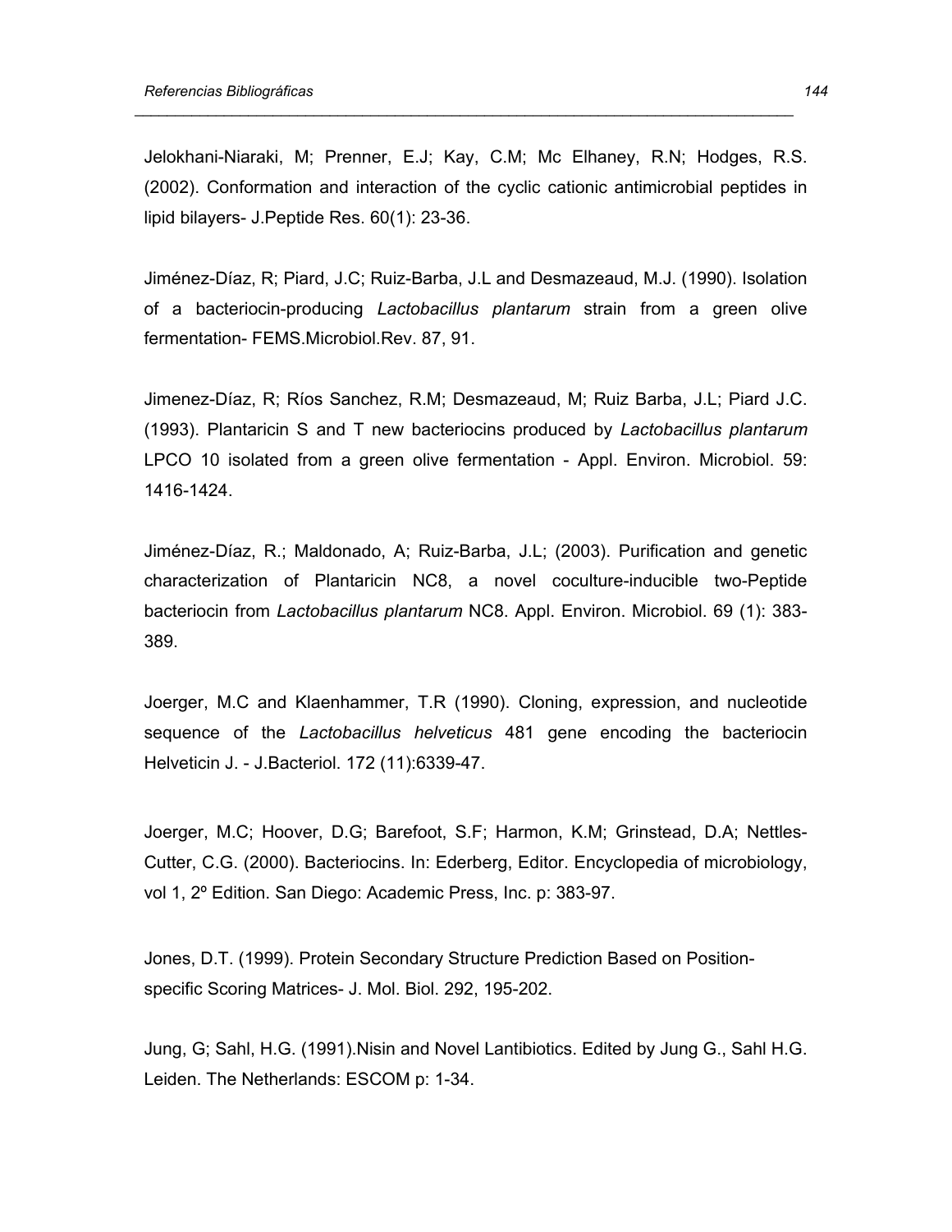Jelokhani-Niaraki, M; Prenner, E.J; Kay, C.M; Mc Elhaney, R.N; Hodges, R.S. (2002). Conformation and interaction of the cyclic cationic antimicrobial peptides in lipid bilayers- J.Peptide Res. 60(1): 23-36.

Jiménez-Díaz, R; Piard, J.C; Ruiz-Barba, J.L and Desmazeaud, M.J. (1990). Isolation of a bacteriocin-producing *Lactobacillus plantarum* strain from a green olive fermentation- FEMS.Microbiol.Rev. 87, 91.

Jimenez-Díaz, R; Ríos Sanchez, R.M; Desmazeaud, M; Ruiz Barba, J.L; Piard J.C. (1993). Plantaricin S and T new bacteriocins produced by *Lactobacillus plantarum* LPCO 10 isolated from a green olive fermentation - Appl. Environ. Microbiol. 59: 1416-1424.

Jiménez-Díaz, R.; Maldonado, A; Ruiz-Barba, J.L; (2003). Purification and genetic characterization of Plantaricin NC8, a novel coculture-inducible two-Peptide bacteriocin from *Lactobacillus plantarum* NC8. Appl. Environ. Microbiol. 69 (1): 383-389.

Joerger, M.C and Klaenhammer, T.R (1990). Cloning, expression, and nucleotide sequence of the *Lactobacillus helveticus* 481 gene encoding the bacteriocin Helveticin J. - J.Bacteriol. 172 (11):6339-47.

Joerger, M.C; Hoover, D.G; Barefoot, S.F; Harmon, K.M; Grinstead, D.A; Nettles-Cutter, C.G. (2000). Bacteriocins. In: Ederberg, Editor. Encyclopedia of microbiology, vol 1, 2º Edition. San Diego: Academic Press, Inc. p: 383-97.

Jones, D.T. (1999). Protein Secondary Structure Prediction Based on Position-specific Scoring Matrices- J. Mol. Biol. 292, 195-202.

Jung, G; Sahl, H.G. (1991).Nisin and Novel Lantibiotics. Edited by Jung G., Sahl H.G. Leiden. The Netherlands: ESCOM p: 1-34.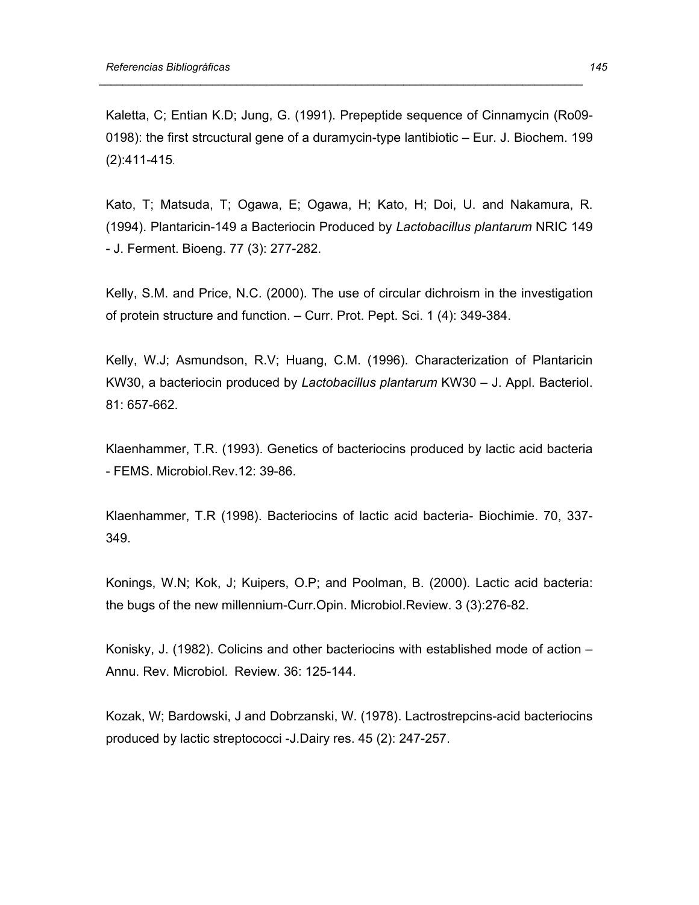Kaletta, C; Entian K.D; Jung, G. (1991). Prepeptide sequence of Cinnamycin (Ro09-0198): the first strcuctural gene of a duramycin-type lantibiotic – Eur. J. Biochem. 199 (2):411-415.

Kato, T; Matsuda, T; Ogawa, E; Ogawa, H; Kato, H; Doi, U. and Nakamura, R. (1994). Plantaricin-149 a Bacteriocin Produced by *Lactobacillus plantarum* NRIC 149 - J. Ferment. Bioeng. 77 (3): 277-282.

Kelly, S.M. and Price, N.C. (2000). The use of circular dichroism in the investigation of protein structure and function. – Curr. Prot. Pept. Sci. 1 (4): 349-384.

Kelly, W.J; Asmundson, R.V; Huang, C.M. (1996). Characterization of Plantaricin KW30, a bacteriocin produced by *Lactobacillus plantarum* KW30 – J. Appl. Bacteriol. 81: 657-662.

Klaenhammer, T.R. (1993). Genetics of bacteriocins produced by lactic acid bacteria - FEMS. Microbiol.Rev.12: 39-86.

Klaenhammer, T.R (1998). Bacteriocins of lactic acid bacteria- Biochimie. 70, 337-349.

Konings, W.N; Kok, J; Kuipers, O.P; and Poolman, B. (2000). Lactic acid bacteria: the bugs of the new millennium-Curr.Opin. Microbiol.Review. 3 (3):276-82.

Konisky, J. (1982). Colicins and other bacteriocins with established mode of action – Annu. Rev. Microbiol. Review. 36: 125-144.

Kozak, W; Bardowski, J and Dobrzanski, W. (1978). Lactrostrepcins-acid bacteriocins produced by lactic streptococci -J.Dairy res. 45 (2): 247-257.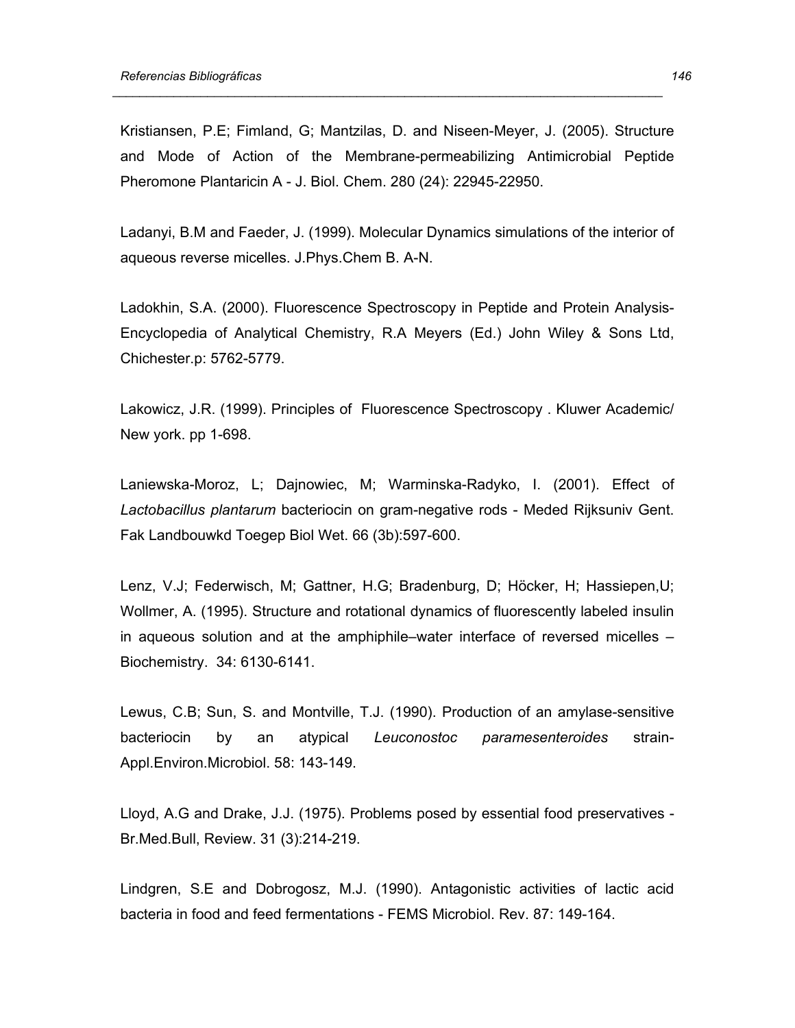Kristiansen, P.E; Fimland, G; Mantzilas, D. and Niseen-Meyer, J. (2005). Structure and Mode of Action of the Membrane-permeabilizing Antimicrobial Peptide Pheromone Plantaricin A - J. Biol. Chem. 280 (24): 22945-22950.

Ladanyi, B.M and Faeder, J. (1999). Molecular Dynamics simulations of the interior of aqueous reverse micelles. J.Phys.Chem B. A-N.

Ladokhin, S.A. (2000). Fluorescence Spectroscopy in Peptide and Protein Analysis- Encyclopedia of Analytical Chemistry, R.A Meyers (Ed.) John Wiley & Sons Ltd, Chichester.p: 5762-5779.

Lakowicz, J.R. (1999). Principles of Fluorescence Spectroscopy . Kluwer Academic/ New york. pp 1-698.

Laniewska-Moroz, L; Dajnowiec, M; Warminska-Radyko, I. (2001). Effect of *Lactobacillus plantarum* bacteriocin on gram-negative rods - Meded Rijksuniv Gent. Fak Landbouwkd Toegep Biol Wet. 66 (3b):597-600.

Lenz, V.J; Federwisch, M; Gattner, H.G; Bradenburg, D; Höcker, H; Hassiepen,U; Wollmer, A. (1995). Structure and rotational dynamics of fluorescently labeled insulin in aqueous solution and at the amphiphile–water interface of reversed micelles – Biochemistry. 34: 6130-6141.

Lewus, C.B; Sun, S. and Montville, T.J. (1990). Production of an amylase-sensitive bacteriocin by an atypical *Leuconostoc paramesenteroides* strain- Appl.Environ.Microbiol. 58: 143-149.

Lloyd, A.G and Drake, J.J. (1975). Problems posed by essential food preservatives - Br.Med.Bull, Review. 31 (3):214-219.

Lindgren, S.E and Dobrogosz, M.J. (1990). Antagonistic activities of lactic acid bacteria in food and feed fermentations - FEMS Microbiol. Rev. 87: 149-164.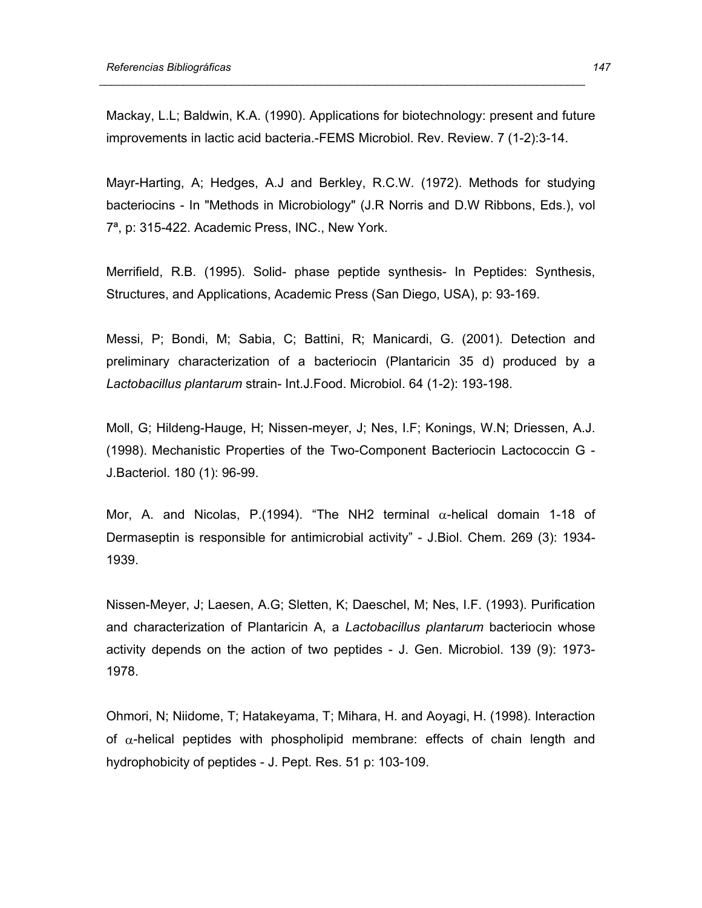Mackay, L.L; Baldwin, K.A. (1990). Applications for biotechnology: present and future improvements in lactic acid bacteria.-FEMS Microbiol. Rev. Review. 7 (1-2):3-14.

Mayr-Harting, A; Hedges, A.J and Berkley, R.C.W. (1972). Methods for studying bacteriocins - In "Methods in Microbiology" (J.R Norris and D.W Ribbons, Eds.), vol 7ª, p: 315-422. Academic Press, INC., New York.

Merrifield, R.B. (1995). Solid- phase peptide synthesis- In Peptides: Synthesis, Structures, and Applications, Academic Press (San Diego, USA), p: 93-169.

Messi, P; Bondi, M; Sabia, C; Battini, R; Manicardi, G. (2001). Detection and preliminary characterization of a bacteriocin (Plantaricin 35 d) produced by a *Lactobacillus plantarum* strain- Int.J.Food. Microbiol. 64 (1-2): 193-198.

Moll, G; Hildeng-Hauge, H; Nissen-meyer, J; Nes, I.F; Konings, W.N; Driessen, A.J. (1998). Mechanistic Properties of the Two-Component Bacteriocin Lactococcin G - J.Bacteriol. 180 (1): 96-99.

Mor, A. and Nicolas, P.(1994). "The NH2 terminal $\alpha$-helical domain 1-18 of Dermaseptin is responsible for antimicrobial activity" - J.Biol. Chem. 269 (3): 1934-1939.

Nissen-Meyer, J; Laesen, A.G; Sletten, K; Daeschel, M; Nes, I.F. (1993). Purification and characterization of Plantaricin A, a *Lactobacillus plantarum* bacteriocin whose activity depends on the action of two peptides - J. Gen. Microbiol. 139 (9): 1973-1978.

Ohmori, N; Niidome, T; Hatakeyama, T; Mihara, H. and Aoyagi, H. (1998). Interaction of $\alpha$-helical peptides with phospholipid membrane: effects of chain length and hydrophobicity of peptides - J. Pept. Res. 51 p: 103-109.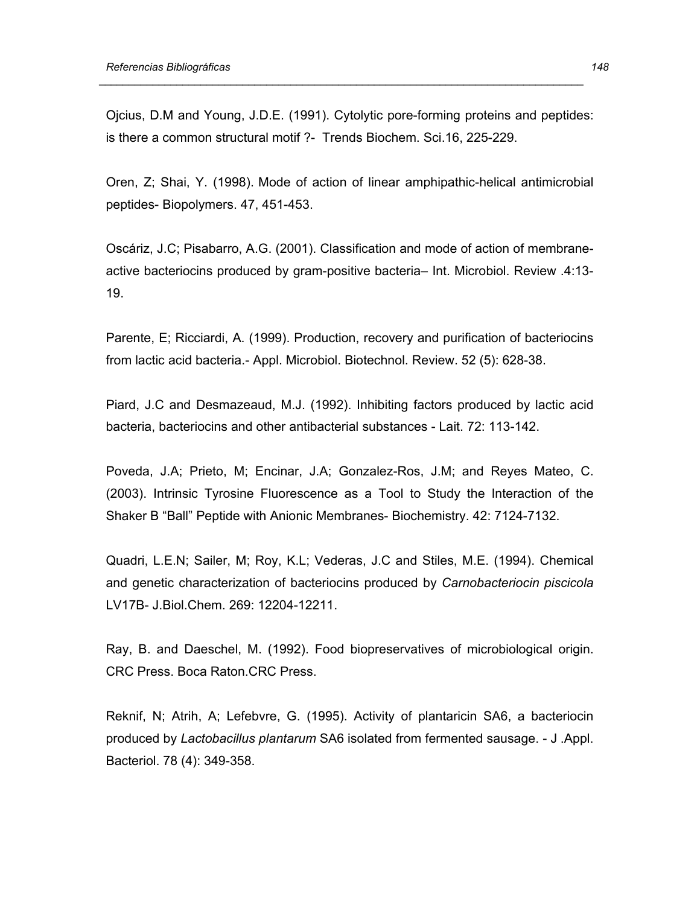Ojcius, D.M and Young, J.D.E. (1991). Cytolytic pore-forming proteins and peptides: is there a common structural motif ?- Trends Biochem. Sci.16, 225-229.

Oren, Z; Shai, Y. (1998). Mode of action of linear amphipathic-helical antimicrobial peptides- Biopolymers. 47, 451-453.

Oscáriz, J.C; Pisabarro, A.G. (2001). Classification and mode of action of membrane-active bacteriocins produced by gram-positive bacteria– Int. Microbiol. Review .4:13-19.

Parente, E; Ricciardi, A. (1999). Production, recovery and purification of bacteriocins from lactic acid bacteria.- Appl. Microbiol. Biotechnol. Review. 52 (5): 628-38.

Piard, J.C and Desmazeaud, M.J. (1992). Inhibiting factors produced by lactic acid bacteria, bacteriocins and other antibacterial substances - Lait. 72: 113-142.

Poveda, J.A; Prieto, M; Encinar, J.A; Gonzalez-Ros, J.M; and Reyes Mateo, C. (2003). Intrinsic Tyrosine Fluorescence as a Tool to Study the Interaction of the Shaker B "Ball" Peptide with Anionic Membranes- Biochemistry. 42: 7124-7132.

Quadri, L.E.N; Sailer, M; Roy, K.L; Vederas, J.C and Stiles, M.E. (1994). Chemical and genetic characterization of bacteriocins produced by *Carnobacteriocin piscicola* LV17B- J.Biol.Chem. 269: 12204-12211.

Ray, B. and Daeschel, M. (1992). Food biopreservatives of microbiological origin. CRC Press. Boca Raton.CRC Press.

Reknif, N; Atrih, A; Lefebvre, G. (1995). Activity of plantaricin SA6, a bacteriocin produced by *Lactobacillus plantarum* SA6 isolated from fermented sausage. - J .Appl. Bacteriol. 78 (4): 349-358.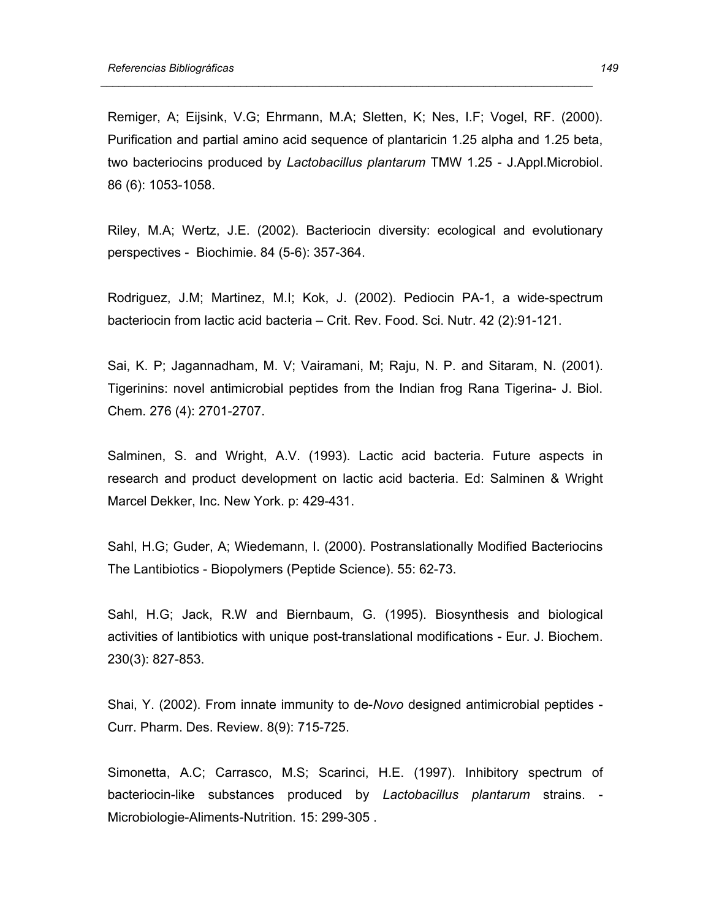Remiger, A; Eijsink, V.G; Ehrmann, M.A; Sletten, K; Nes, I.F; Vogel, RF. (2000). Purification and partial amino acid sequence of plantaricin 1.25 alpha and 1.25 beta, two bacteriocins produced by *Lactobacillus plantarum* TMW 1.25 - J.Appl.Microbiol. 86 (6): 1053-1058.

Riley, M.A; Wertz, J.E. (2002). Bacteriocin diversity: ecological and evolutionary perspectives - Biochimie. 84 (5-6): 357-364.

Rodriguez, J.M; Martinez, M.I; Kok, J. (2002). Pediocin PA-1, a wide-spectrum bacteriocin from lactic acid bacteria – Crit. Rev. Food. Sci. Nutr. 42 (2):91-121.

Sai, K. P; Jagannadham, M. V; Vairamani, M; Raju, N. P. and Sitaram, N. (2001). Tigerinins: novel antimicrobial peptides from the Indian frog Rana Tigerina- J. Biol. Chem. 276 (4): 2701-2707.

Salminen, S. and Wright, A.V. (1993). Lactic acid bacteria. Future aspects in research and product development on lactic acid bacteria. Ed: Salminen & Wright Marcel Dekker, Inc. New York. p: 429-431.

Sahl, H.G; Guder, A; Wiedemann, I. (2000). Postranslationally Modified Bacteriocins The Lantibiotics - Biopolymers (Peptide Science). 55: 62-73.

Sahl, H.G; Jack, R.W and Biernbaum, G. (1995). Biosynthesis and biological activities of lantibiotics with unique post-translational modifications - Eur. J. Biochem. 230(3): 827-853.

Shai, Y. (2002). From innate immunity to de-*Novo* designed antimicrobial peptides - Curr. Pharm. Des. Review. 8(9): 715-725.

Simonetta, A.C; Carrasco, M.S; Scarinci, H.E. (1997). Inhibitory spectrum of bacteriocin-like substances produced by *Lactobacillus plantarum* strains. - Microbiologie-Aliments-Nutrition. 15: 299-305 .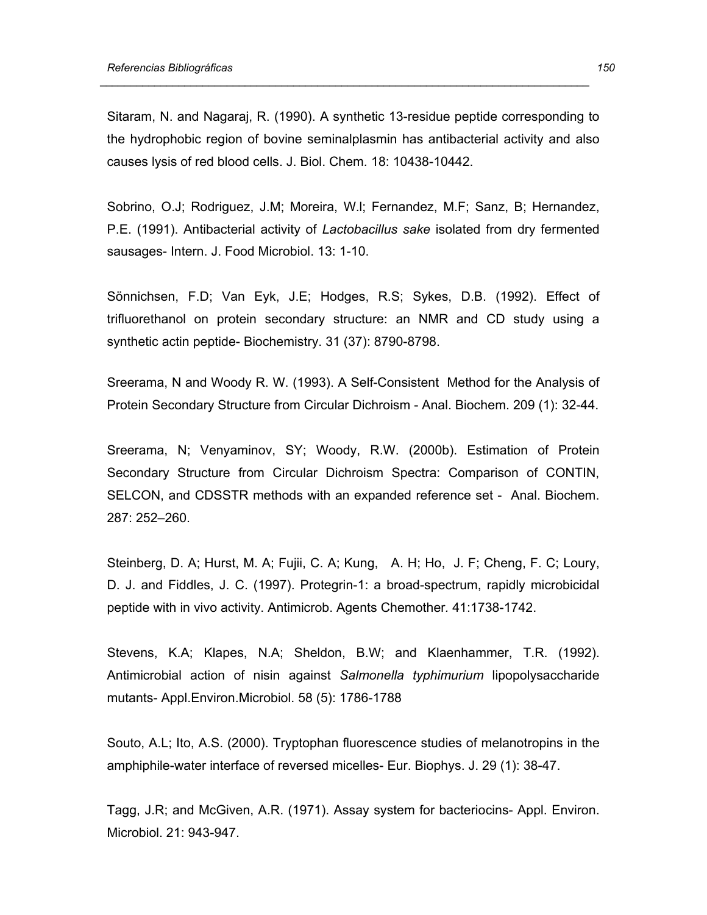Sitaram, N. and Nagaraj, R. (1990). A synthetic 13-residue peptide corresponding to the hydrophobic region of bovine seminalplasmin has antibacterial activity and also causes lysis of red blood cells. J. Biol. Chem. 18: 10438-10442.

Sobrino, O.J; Rodriguez, J.M; Moreira, W.l; Fernandez, M.F; Sanz, B; Hernandez, P.E. (1991). Antibacterial activity of *Lactobacillus sake* isolated from dry fermented sausages- Intern. J. Food Microbiol. 13: 1-10.

Sönnichsen, F.D; Van Eyk, J.E; Hodges, R.S; Sykes, D.B. (1992). Effect of trifluorethanol on protein secondary structure: an NMR and CD study using a synthetic actin peptide- Biochemistry. 31 (37): 8790-8798.

Sreerama, N and Woody R. W. (1993). A Self-Consistent Method for the Analysis of Protein Secondary Structure from Circular Dichroism - Anal. Biochem. 209 (1): 32-44.

Sreerama, N; Venyaminov, SY; Woody, R.W. (2000b). Estimation of Protein Secondary Structure from Circular Dichroism Spectra: Comparison of CONTIN, SELCON, and CDSSTR methods with an expanded reference set - Anal. Biochem. 287: 252–260.

Steinberg, D. A; Hurst, M. A; Fujii, C. A; Kung, A. H; Ho, J. F; Cheng, F. C; Loury, D. J. and Fiddles, J. C. (1997). Protegrin-1: a broad-spectrum, rapidly microbicidal peptide with in vivo activity. Antimicrob. Agents Chemother. 41:1738-1742.

Stevens, K.A; Klapes, N.A; Sheldon, B.W; and Klaenhammer, T.R. (1992). Antimicrobial action of nisin against *Salmonella typhimurium* lipopolysaccharide mutants- Appl.Environ.Microbiol. 58 (5): 1786-1788

Souto, A.L; Ito, A.S. (2000). Tryptophan fluorescence studies of melanotropins in the amphiphile-water interface of reversed micelles- Eur. Biophys. J. 29 (1): 38-47.

Tagg, J.R; and McGiven, A.R. (1971). Assay system for bacteriocins- Appl. Environ. Microbiol. 21: 943-947.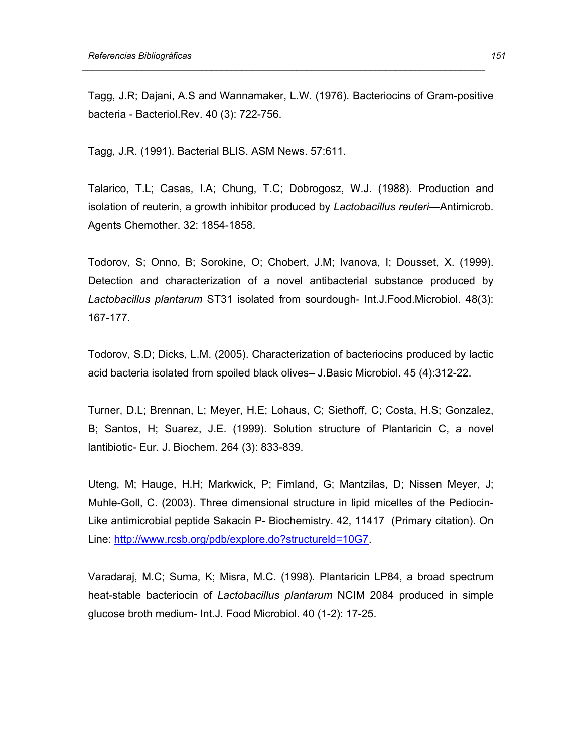Tagg, J.R; Dajani, A.S and Wannamaker, L.W. (1976). Bacteriocins of Gram-positive bacteria - Bacteriol.Rev. 40 (3): 722-756.

Tagg, J.R. (1991). Bacterial BLIS. ASM News. 57:611.

Talarico, T.L; Casas, I.A; Chung, T.C; Dobrogosz, W.J. (1988). Production and isolation of reuterin, a growth inhibitor produced by *Lactobacillus reuteri*—Antimicrob. Agents Chemother. 32: 1854-1858.

Todorov, S; Onno, B; Sorokine, O; Chobert, J.M; Ivanova, I; Dousset, X. (1999). Detection and characterization of a novel antibacterial substance produced by *Lactobacillus plantarum* ST31 isolated from sourdough- Int.J.Food.Microbiol. 48(3): 167-177.

Todorov, S.D; Dicks, L.M. (2005). Characterization of bacteriocins produced by lactic acid bacteria isolated from spoiled black olives– J.Basic Microbiol. 45 (4):312-22.

Turner, D.L; Brennan, L; Meyer, H.E; Lohaus, C; Siethoff, C; Costa, H.S; Gonzalez, B; Santos, H; Suarez, J.E. (1999). Solution structure of Plantaricin C, a novel lantibiotic- Eur. J. Biochem. 264 (3): 833-839.

Uteng, M; Hauge, H.H; Markwick, P; Fimland, G; Mantzilas, D; Nissen Meyer, J; Muhle-Goll, C. (2003). Three dimensional structure in lipid micelles of the Pediocin-Like antimicrobial peptide Sakacin P- Biochemistry. 42, 11417 (Primary citation). On Line: http://www.rcsb.org/pdb/explore.do?structureId=1OG7.

Varadaraj, M.C; Suma, K; Misra, M.C. (1998). Plantaricin LP84, a broad spectrum heat-stable bacteriocin of *Lactobacillus plantarum* NCIM 2084 produced in simple glucose broth medium- Int.J. Food Microbiol. 40 (1-2): 17-25.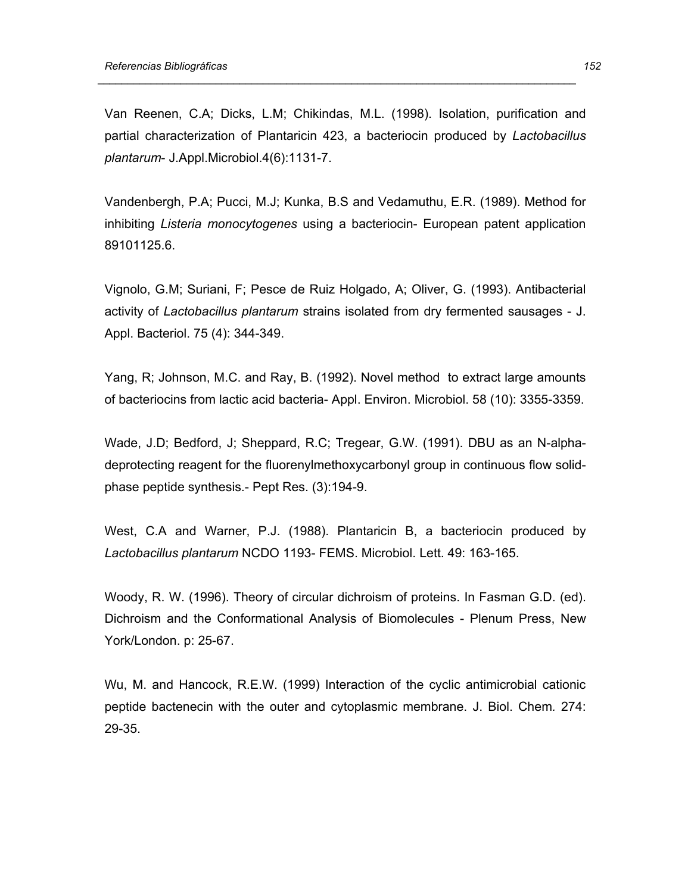Van Reenen, C.A; Dicks, L.M; Chikindas, M.L. (1998). Isolation, purification and partial characterization of Plantaricin 423, a bacteriocin produced by *Lactobacillus plantarum*- J.Appl.Microbiol.4(6):1131-7.

Vandenbergh, P.A; Pucci, M.J; Kunka, B.S and Vedamuthu, E.R. (1989). Method for inhibiting *Listeria monocytogenes* using a bacteriocin- European patent application 89101125.6.

Vignolo, G.M; Suriani, F; Pesce de Ruiz Holgado, A; Oliver, G. (1993). Antibacterial activity of *Lactobacillus plantarum* strains isolated from dry fermented sausages - J. Appl. Bacteriol. 75 (4): 344-349.

Yang, R; Johnson, M.C. and Ray, B. (1992). Novel method to extract large amounts of bacteriocins from lactic acid bacteria- Appl. Environ. Microbiol. 58 (10): 3355-3359.

Wade, J.D; Bedford, J; Sheppard, R.C; Tregear, G.W. (1991). DBU as an N-alpha-deprotecting reagent for the fluorenylmethoxycarbonyl group in continuous flow solid-phase peptide synthesis.- Pept Res. (3):194-9.

West, C.A and Warner, P.J. (1988). Plantaricin B, a bacteriocin produced by *Lactobacillus plantarum* NCDO 1193- FEMS. Microbiol. Lett. 49: 163-165.

Woody, R. W. (1996). Theory of circular dichroism of proteins. In Fasman G.D. (ed). Dichroism and the Conformational Analysis of Biomolecules - Plenum Press, New York/London. p: 25-67.

Wu, M. and Hancock, R.E.W. (1999) Interaction of the cyclic antimicrobial cationic peptide bactenecin with the outer and cytoplasmic membrane. J. Biol. Chem. 274: 29-35.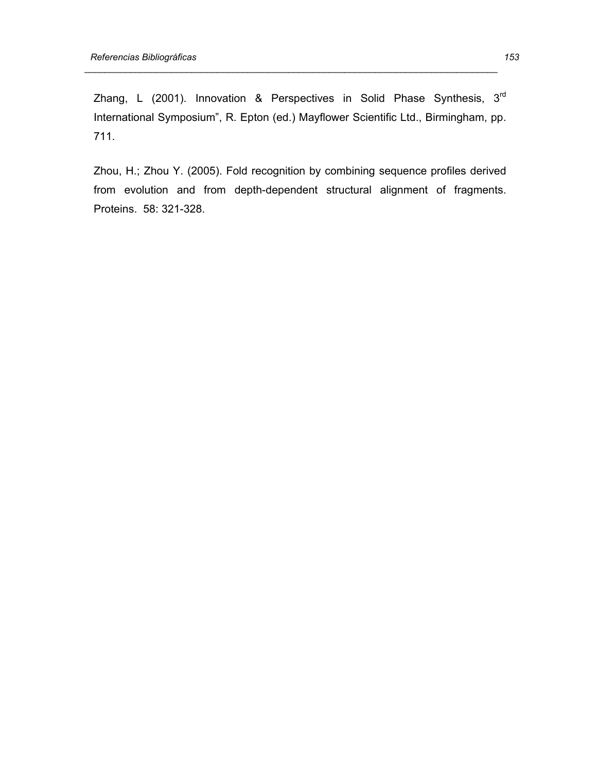Zhang, L (2001). Innovation & Perspectives in Solid Phase Synthesis, 3$^{rd}$ International Symposium", R. Epton (ed.) Mayflower Scientific Ltd., Birmingham, pp. 711.

Zhou, H.; Zhou Y. (2005). Fold recognition by combining sequence profiles derived from evolution and from depth-dependent structural alignment of fragments. Proteins. 58: 321-328.